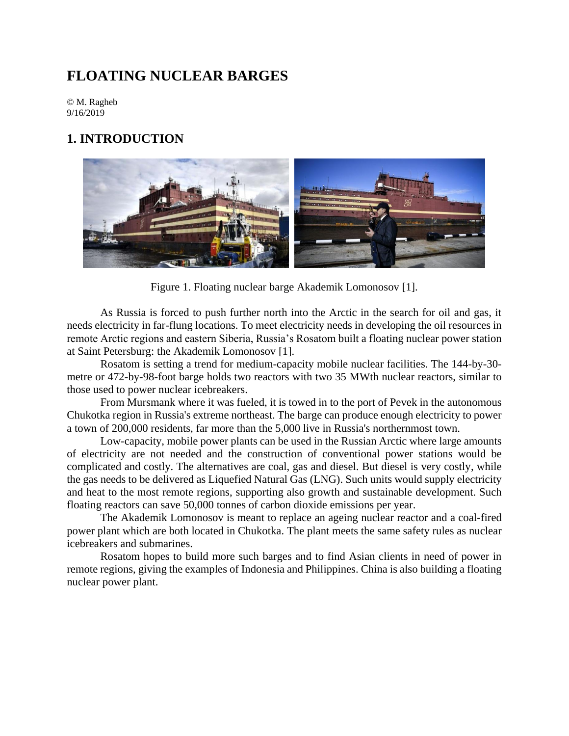# FLOATING NUCLEAR BARGES

© M. Ragheb
9/16/2019

## 1. INTRODUCTION

Figure 1. Floating nuclear barge Akademik Lomonosov [1].

As Russia is forced to push further north into the Arctic in the search for oil and gas, it needs electricity in far-flung locations. To meet electricity needs in developing the oil resources in remote Arctic regions and eastern Siberia, Russia's Rosatom built a floating nuclear power station at Saint Petersburg: the Akademik Lomonosov [1].

Rosatom is setting a trend for medium-capacity mobile nuclear facilities. The 144-by-30-metre or 472-by-98-foot barge holds two reactors with two 35 MWth nuclear reactors, similar to those used to power nuclear icebreakers.

From Mursmank where it was fueled, it is towed in to the port of Pevek in the autonomous Chukotka region in Russia's extreme northeast. The barge can produce enough electricity to power a town of 200,000 residents, far more than the 5,000 live in Russia's northernmost town.

Low-capacity, mobile power plants can be used in the Russian Arctic where large amounts of electricity are not needed and the construction of conventional power stations would be complicated and costly. The alternatives are coal, gas and diesel. But diesel is very costly, while the gas needs to be delivered as Liquefied Natural Gas (LNG). Such units would supply electricity and heat to the most remote regions, supporting also growth and sustainable development. Such floating reactors can save 50,000 tonnes of carbon dioxide emissions per year.

The Akademik Lomonosov is meant to replace an ageing nuclear reactor and a coal-fired power plant which are both located in Chukotka. The plant meets the same safety rules as nuclear icebreakers and submarines.

Rosatom hopes to build more such barges and to find Asian clients in need of power in remote regions, giving the examples of Indonesia and Philippines. China is also building a floating nuclear power plant.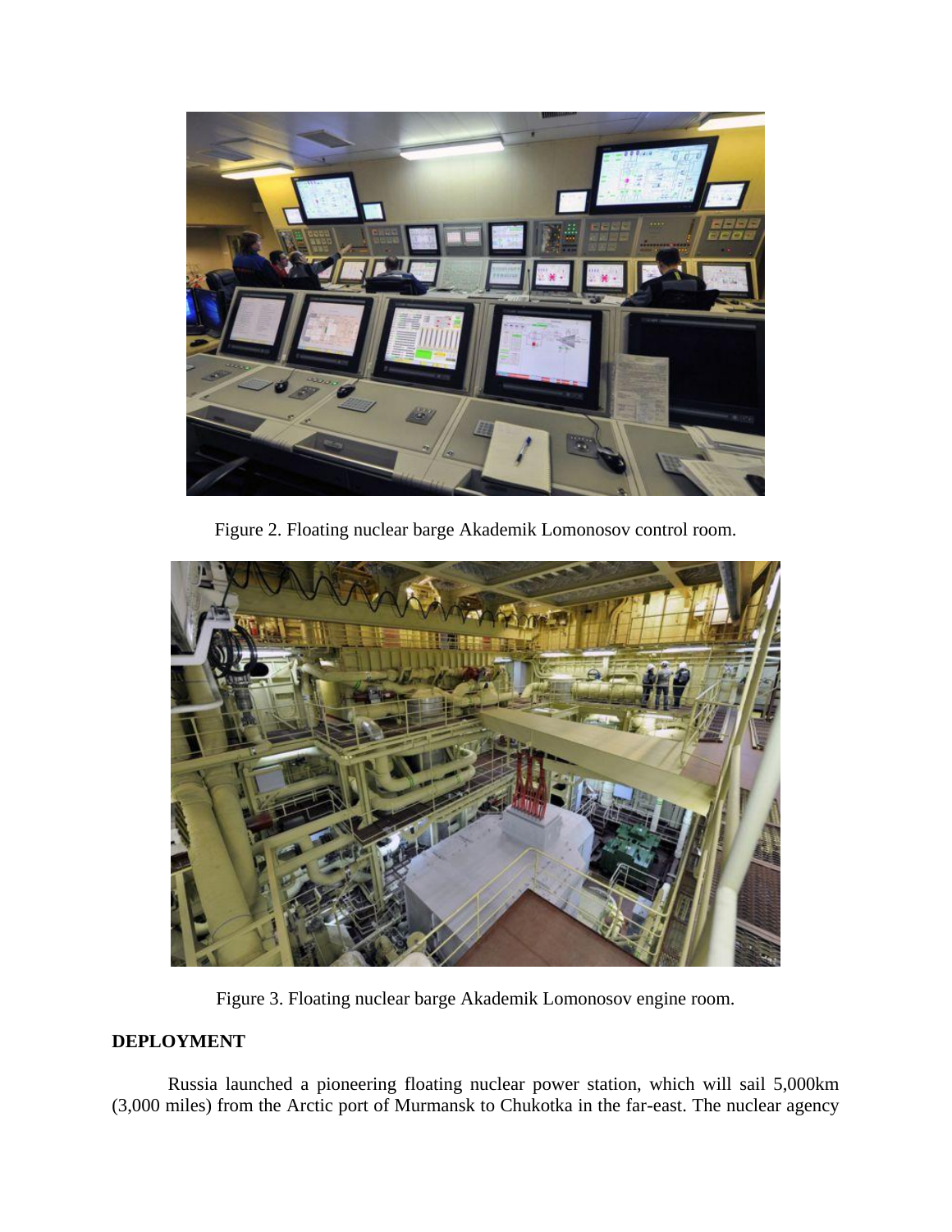Figure 2. Floating nuclear barge Akademik Lomonosov control room.

Figure 3. Floating nuclear barge Akademik Lomonosov engine room.

## DEPLOYMENT

Russia launched a pioneering floating nuclear power station, which will sail 5,000km (3,000 miles) from the Arctic port of Murmansk to Chukotka in the far-east. The nuclear agency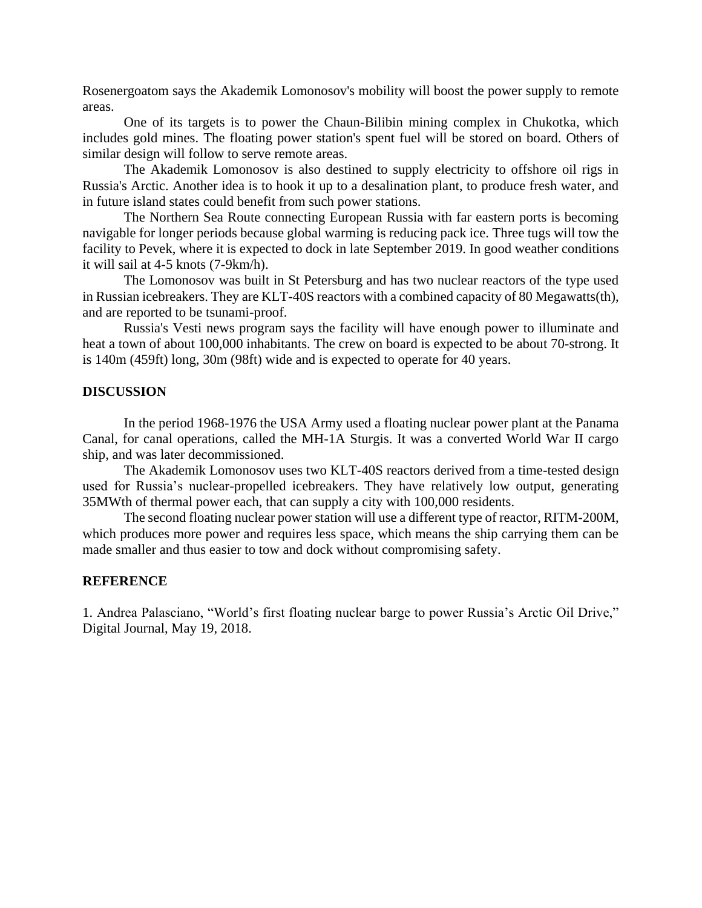Rosenergoatom says the Akademik Lomonosov's mobility will boost the power supply to remote areas.

One of its targets is to power the Chaun-Bilibin mining complex in Chukotka, which includes gold mines. The floating power station's spent fuel will be stored on board. Others of similar design will follow to serve remote areas.

The Akademik Lomonosov is also destined to supply electricity to offshore oil rigs in Russia's Arctic. Another idea is to hook it up to a desalination plant, to produce fresh water, and in future island states could benefit from such power stations.

The Northern Sea Route connecting European Russia with far eastern ports is becoming navigable for longer periods because global warming is reducing pack ice. Three tugs will tow the facility to Pevek, where it is expected to dock in late September 2019. In good weather conditions it will sail at 4-5 knots (7-9km/h).

The Lomonosov was built in St Petersburg and has two nuclear reactors of the type used in Russian icebreakers. They are KLT-40S reactors with a combined capacity of 80 Megawatts(th), and are reported to be tsunami-proof.

Russia's Vesti news program says the facility will have enough power to illuminate and heat a town of about 100,000 inhabitants. The crew on board is expected to be about 70-strong. It is 140m (459ft) long, 30m (98ft) wide and is expected to operate for 40 years.

## DISCUSSION

In the period 1968-1976 the USA Army used a floating nuclear power plant at the Panama Canal, for canal operations, called the MH-1A Sturgis. It was a converted World War II cargo ship, and was later decommissioned.

The Akademik Lomonosov uses two KLT-40S reactors derived from a time-tested design used for Russia's nuclear-propelled icebreakers. They have relatively low output, generating 35MWth of thermal power each, that can supply a city with 100,000 residents.

The second floating nuclear power station will use a different type of reactor, RITM-200M, which produces more power and requires less space, which means the ship carrying them can be made smaller and thus easier to tow and dock without compromising safety.

## REFERENCE

1. Andrea Palasciano, "World's first floating nuclear barge to power Russia's Arctic Oil Drive," Digital Journal, May 19, 2018.